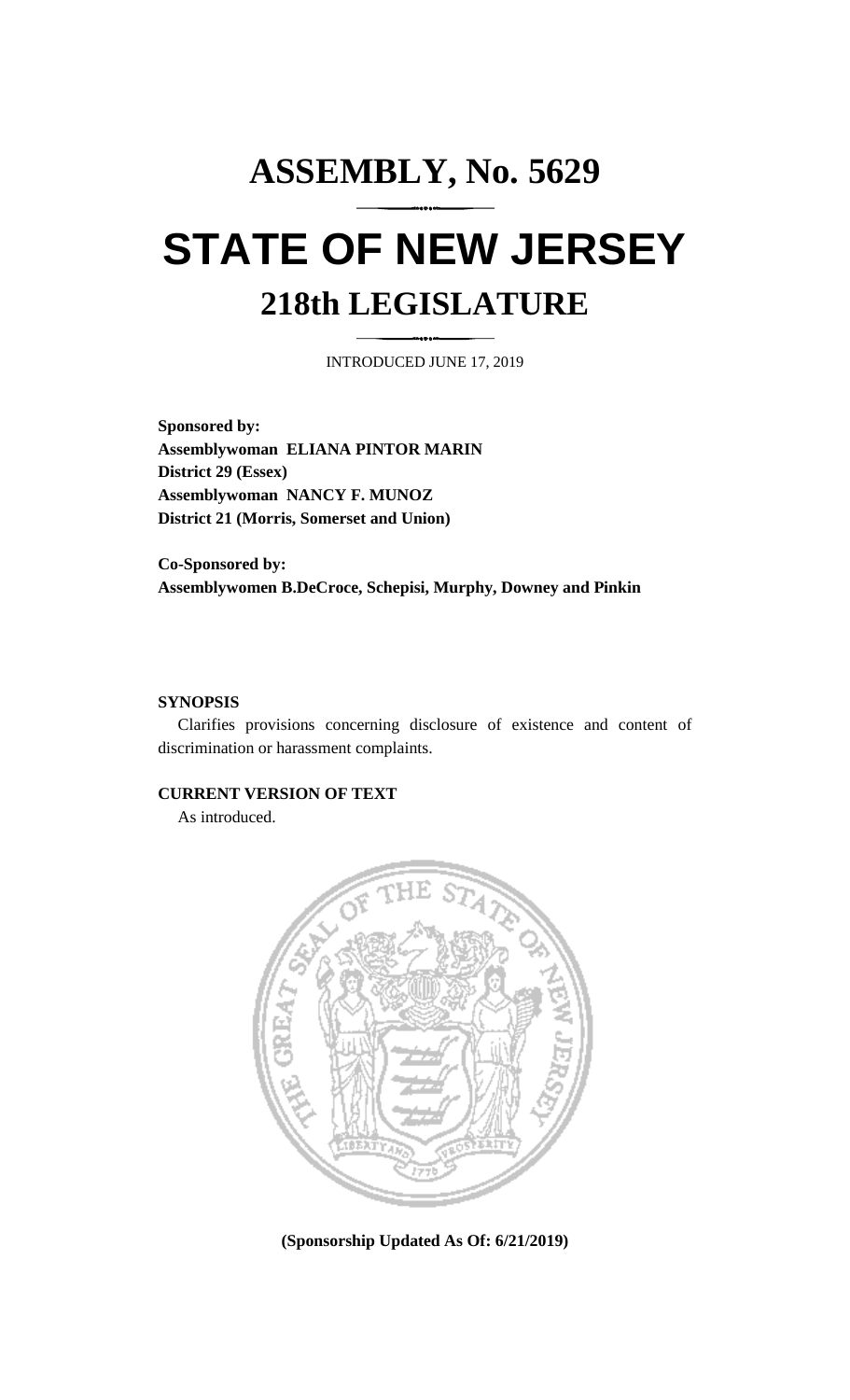# ASSEMBLY, No. 5629

# STATE OF NEW JERSEY

## 218th LEGISLATURE

INTRODUCED JUNE 17, 2019

**Sponsored by:**
**Assemblywoman ELIANA PINTOR MARIN**
**District 29 (Essex)**
**Assemblywoman NANCY F. MUNOZ**
**District 21 (Morris, Somerset and Union)**

**Co-Sponsored by:**
**Assemblywomen B.DeCroce, Schepisi, Murphy, Downey and Pinkin**

**SYNOPSIS**

Clarifies provisions concerning disclosure of existence and content of discrimination or harassment complaints.

**CURRENT VERSION OF TEXT**

As introduced.

**(Sponsorship Updated As Of: 6/21/2019)**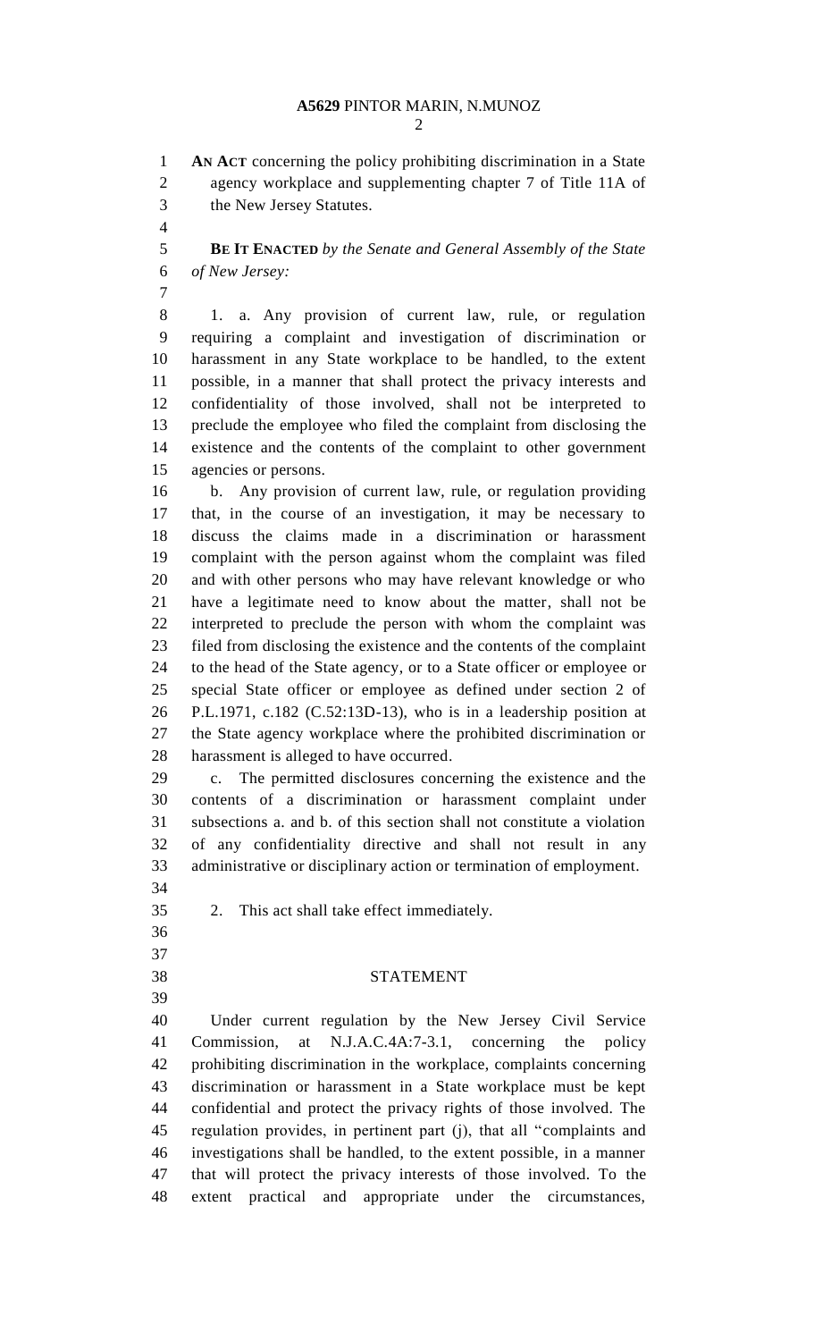**AN ACT** concerning the policy prohibiting discrimination in a State agency workplace and supplementing chapter 7 of Title 11A of the New Jersey Statutes.

**BE IT ENACTED** *by the Senate and General Assembly of the State of New Jersey:*

1. a. Any provision of current law, rule, or regulation requiring a complaint and investigation of discrimination or harassment in any State workplace to be handled, to the extent possible, in a manner that shall protect the privacy interests and confidentiality of those involved, shall not be interpreted to preclude the employee who filed the complaint from disclosing the existence and the contents of the complaint to other government agencies or persons.

b. Any provision of current law, rule, or regulation providing that, in the course of an investigation, it may be necessary to discuss the claims made in a discrimination or harassment complaint with the person against whom the complaint was filed and with other persons who may have relevant knowledge or who have a legitimate need to know about the matter, shall not be interpreted to preclude the person with whom the complaint was filed from disclosing the existence and the contents of the complaint to the head of the State agency, or to a State officer or employee or special State officer or employee as defined under section 2 of P.L.1971, c.182 (C.52:13D-13), who is in a leadership position at the State agency workplace where the prohibited discrimination or harassment is alleged to have occurred.

c. The permitted disclosures concerning the existence and the contents of a discrimination or harassment complaint under subsections a. and b. of this section shall not constitute a violation of any confidentiality directive and shall not result in any administrative or disciplinary action or termination of employment.

2. This act shall take effect immediately.

## STATEMENT

Under current regulation by the New Jersey Civil Service Commission, at N.J.A.C.4A:7-3.1, concerning the policy prohibiting discrimination in the workplace, complaints concerning discrimination or harassment in a State workplace must be kept confidential and protect the privacy rights of those involved. The regulation provides, in pertinent part (j), that all "complaints and investigations shall be handled, to the extent possible, in a manner that will protect the privacy interests of those involved. To the extent practical and appropriate under the circumstances,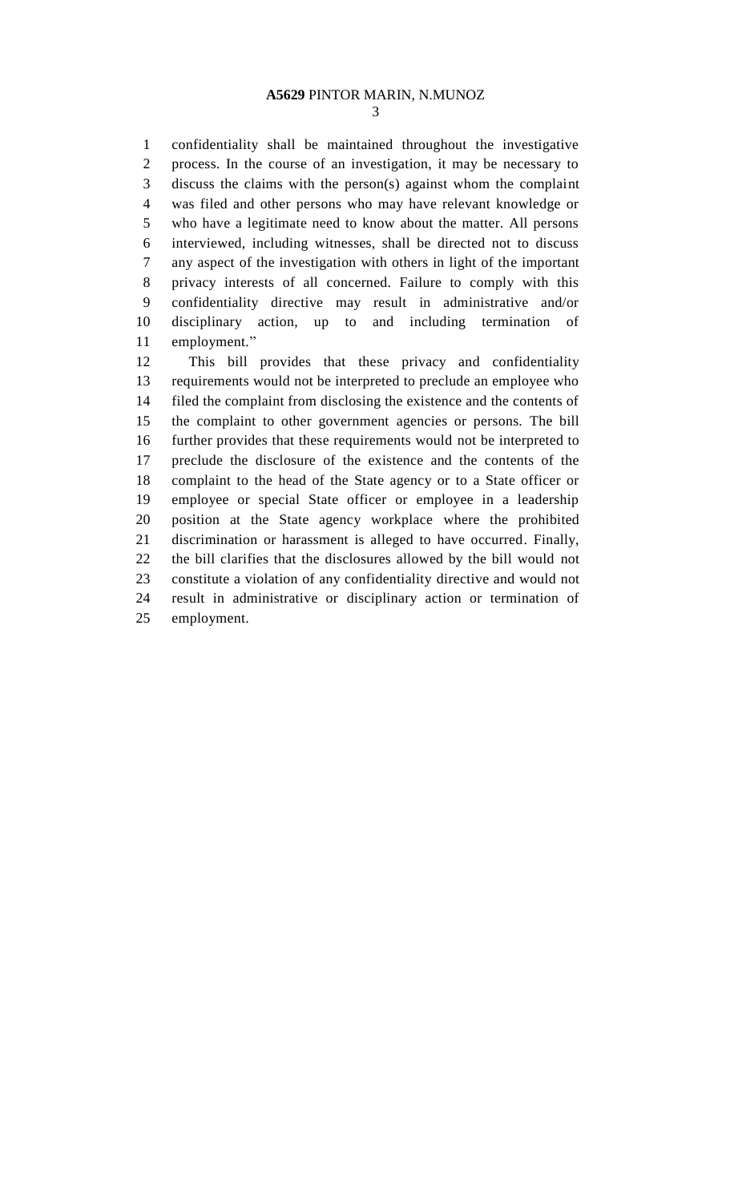confidentiality shall be maintained throughout the investigative process. In the course of an investigation, it may be necessary to discuss the claims with the person(s) against whom the complaint was filed and other persons who may have relevant knowledge or who have a legitimate need to know about the matter. All persons interviewed, including witnesses, shall be directed not to discuss any aspect of the investigation with others in light of the important privacy interests of all concerned. Failure to comply with this confidentiality directive may result in administrative and/or disciplinary action, up to and including termination of employment."

This bill provides that these privacy and confidentiality requirements would not be interpreted to preclude an employee who filed the complaint from disclosing the existence and the contents of the complaint to other government agencies or persons. The bill further provides that these requirements would not be interpreted to preclude the disclosure of the existence and the contents of the complaint to the head of the State agency or to a State officer or employee or special State officer or employee in a leadership position at the State agency workplace where the prohibited discrimination or harassment is alleged to have occurred. Finally, the bill clarifies that the disclosures allowed by the bill would not constitute a violation of any confidentiality directive and would not result in administrative or disciplinary action or termination of employment.